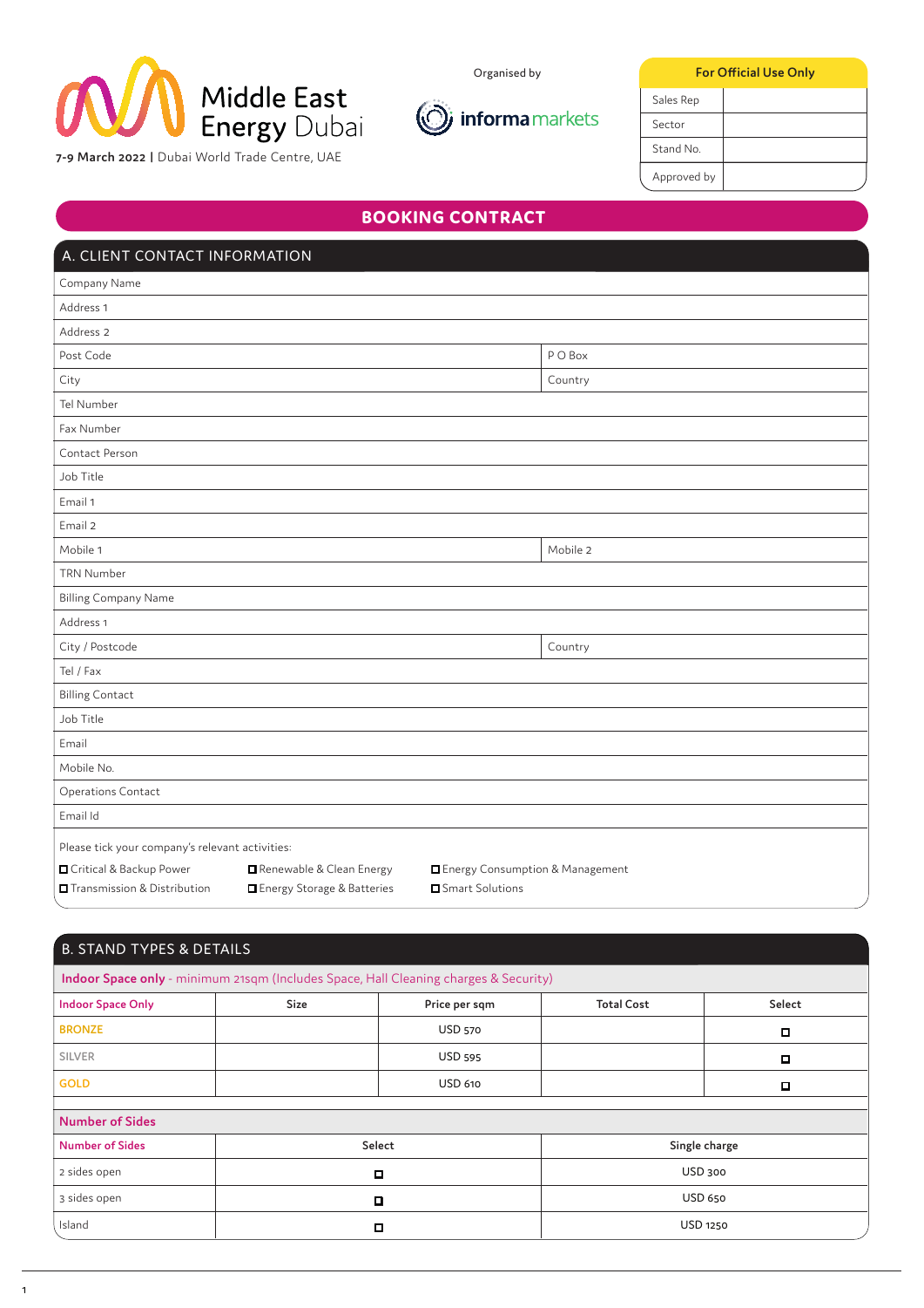Middle East Energy Dubai

**7-9 March 2022** | Dubai World Trade Centre, UAE

Organised by

informa markets

| For Official Use Only | |
|---|---|
| Sales Rep | |
| Sector | |
| Stand No. | |
| Approved by | |

# BOOKING CONTRACT

## A. CLIENT CONTACT INFORMATION

| | |
|---|---|
| Company Name | |
| Address 1 | |
| Address 2 | |
| Post Code | P O Box |
| City | Country |
| Tel Number | |
| Fax Number | |
| Contact Person | |
| Job Title | |
| Email 1 | |
| Email 2 | |
| Mobile 1 | Mobile 2 |
| TRN Number | |
| Billing Company Name | |
| Address 1 | |
| City / Postcode | Country |
| Tel / Fax | |
| Billing Contact | |
| Job Title | |
| Email | |
| Mobile No. | |
| Operations Contact | |
| Email Id | |

Please tick your company's relevant activities:

- ☐ Critical & Backup Power
- ☐ Renewable & Clean Energy
- ☐ Energy Consumption & Management
- ☐ Transmission & Distribution
- ☐ Energy Storage & Batteries
- ☐ Smart Solutions

## B. STAND TYPES & DETAILS

**Indoor Space only** - minimum 21sqm (Includes Space, Hall Cleaning charges & Security)

| Indoor Space Only | Size | Price per sqm | Total Cost | Select |
|---|---|---|---|---|
| BRONZE | | USD 570 | | ☐ |
| SILVER | | USD 595 | | ☐ |
| GOLD | | USD 610 | | ☐ |

**Number of Sides**

| Number of Sides | Select | Single charge |
|---|---|---|
| 2 sides open | ☐ | USD 300 |
| 3 sides open | ☐ | USD 650 |
| Island | ☐ | USD 1250 |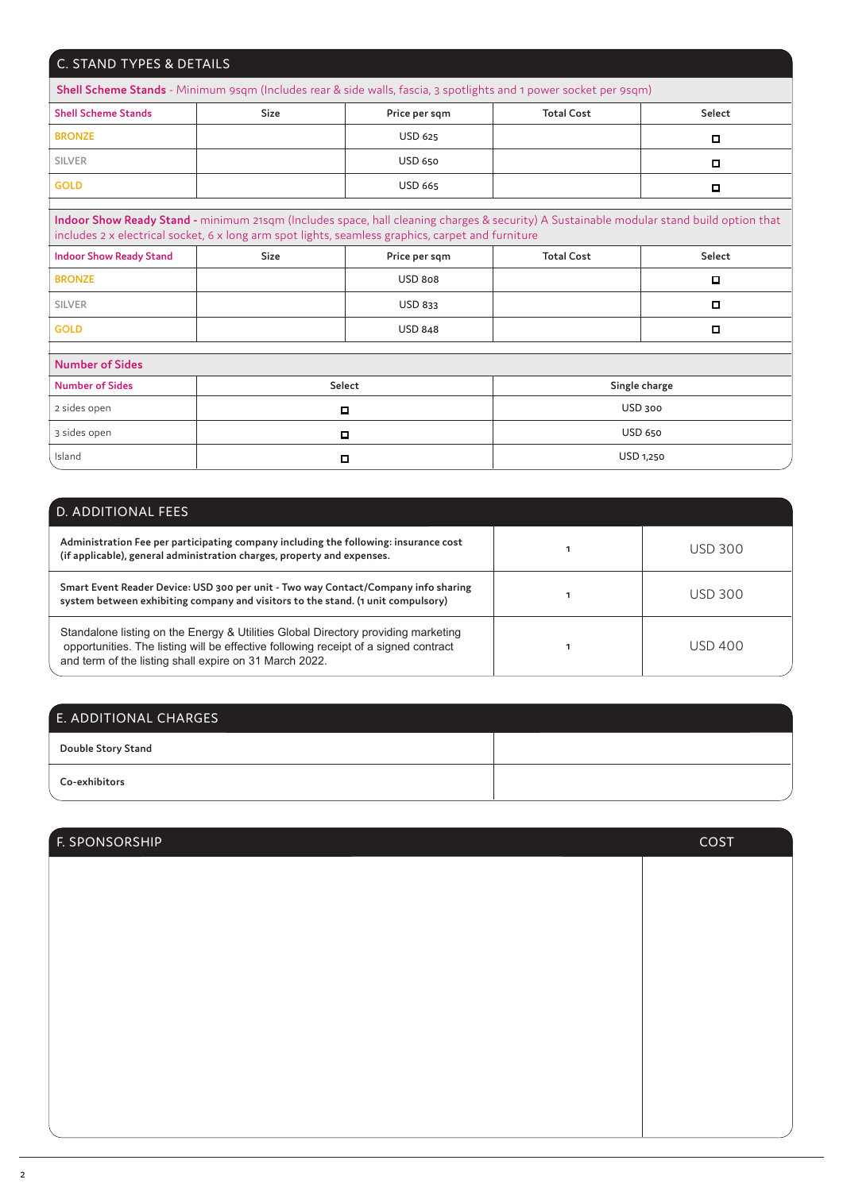## C. STAND TYPES & DETAILS

**Shell Scheme Stands** - Minimum 9sqm (Includes rear & side walls, fascia, 3 spotlights and 1 power socket per 9sqm)

| Shell Scheme Stands | Size | Price per sqm | Total Cost | Select |
|---|---|---|---|---|
| BRONZE | | USD 625 | | ☐ |
| SILVER | | USD 650 | | ☐ |
| GOLD | | USD 665 | | ☐ |

**Indoor Show Ready Stand** - minimum 21sqm (Includes space, hall cleaning charges & security) A Sustainable modular stand build option that includes 2 x electrical socket, 6 x long arm spot lights, seamless graphics, carpet and furniture

| Indoor Show Ready Stand | Size | Price per sqm | Total Cost | Select |
|---|---|---|---|---|
| BRONZE | | USD 808 | | ☐ |
| SILVER | | USD 833 | | ☐ |
| GOLD | | USD 848 | | ☐ |

**Number of Sides**

| Number of Sides | Select | Single charge |
|---|---|---|
| 2 sides open | ☐ | USD 300 |
| 3 sides open | ☐ | USD 650 |
| Island | ☐ | USD 1,250 |

## D. ADDITIONAL FEES

| | | |
|---|---|---|
| **Administration Fee per participating company including the following: insurance cost (if applicable), general administration charges, property and expenses.** | 1 | USD 300 |
| **Smart Event Reader Device: USD 300 per unit - Two way Contact/Company info sharing system between exhibiting company and visitors to the stand. (1 unit compulsory)** | 1 | USD 300 |
| Standalone listing on the Energy & Utilities Global Directory providing marketing opportunities. The listing will be effective following receipt of a signed contract and term of the listing shall expire on 31 March 2022. | 1 | USD 400 |

## E. ADDITIONAL CHARGES

| | |
|---|---|
| **Double Story Stand** | |
| **Co-exhibitors** | |

## F. SPONSORSHIP

| | COST |
|---|---|
| | |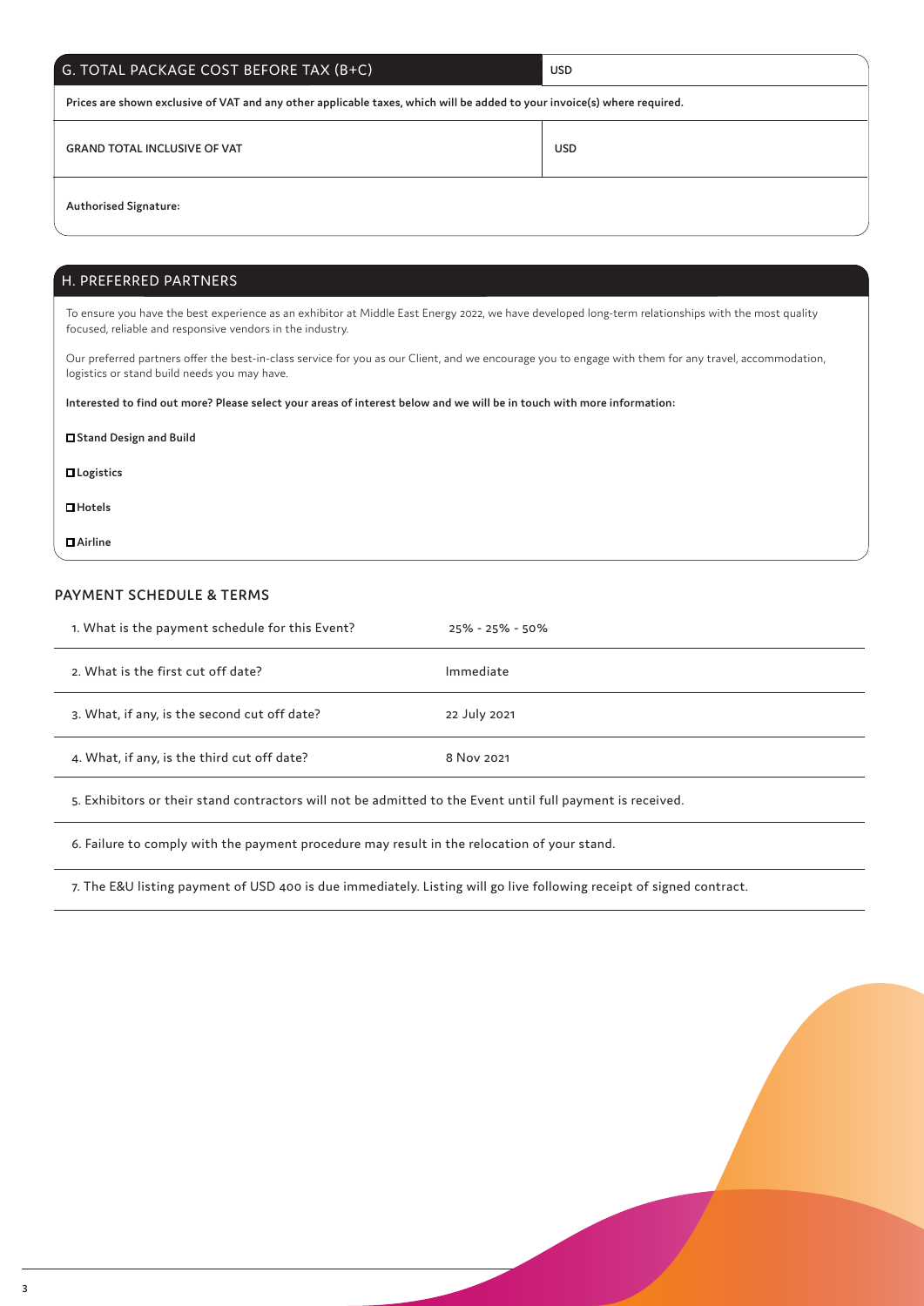| G. TOTAL PACKAGE COST BEFORE TAX (B+C) | USD |
| --- | --- |
| **Prices are shown exclusive of VAT and any other applicable taxes, which will be added to your invoice(s) where required.** | |
| GRAND TOTAL INCLUSIVE OF VAT | USD |
| **Authorised Signature:** | |

## H. PREFERRED PARTNERS

To ensure you have the best experience as an exhibitor at Middle East Energy 2022, we have developed long-term relationships with the most quality focused, reliable and responsive vendors in the industry.

Our preferred partners offer the best-in-class service for you as our Client, and we encourage you to engage with them for any travel, accommodation, logistics or stand build needs you may have.

**Interested to find out more? Please select your areas of interest below and we will be in touch with more information:**

- ☐ **Stand Design and Build**
- ☐ **Logistics**
- ☐ **Hotels**
- ☐ **Airline**

## PAYMENT SCHEDULE & TERMS

| | |
| --- | --- |
| 1. What is the payment schedule for this Event? | 25% - 25% - 50% |
| 2. What is the first cut off date? | Immediate |
| 3. What, if any, is the second cut off date? | 22 July 2021 |
| 4. What, if any, is the third cut off date? | 8 Nov 2021 |

5. Exhibitors or their stand contractors will not be admitted to the Event until full payment is received.

6. Failure to comply with the payment procedure may result in the relocation of your stand.

7. The E&U listing payment of USD 400 is due immediately. Listing will go live following receipt of signed contract.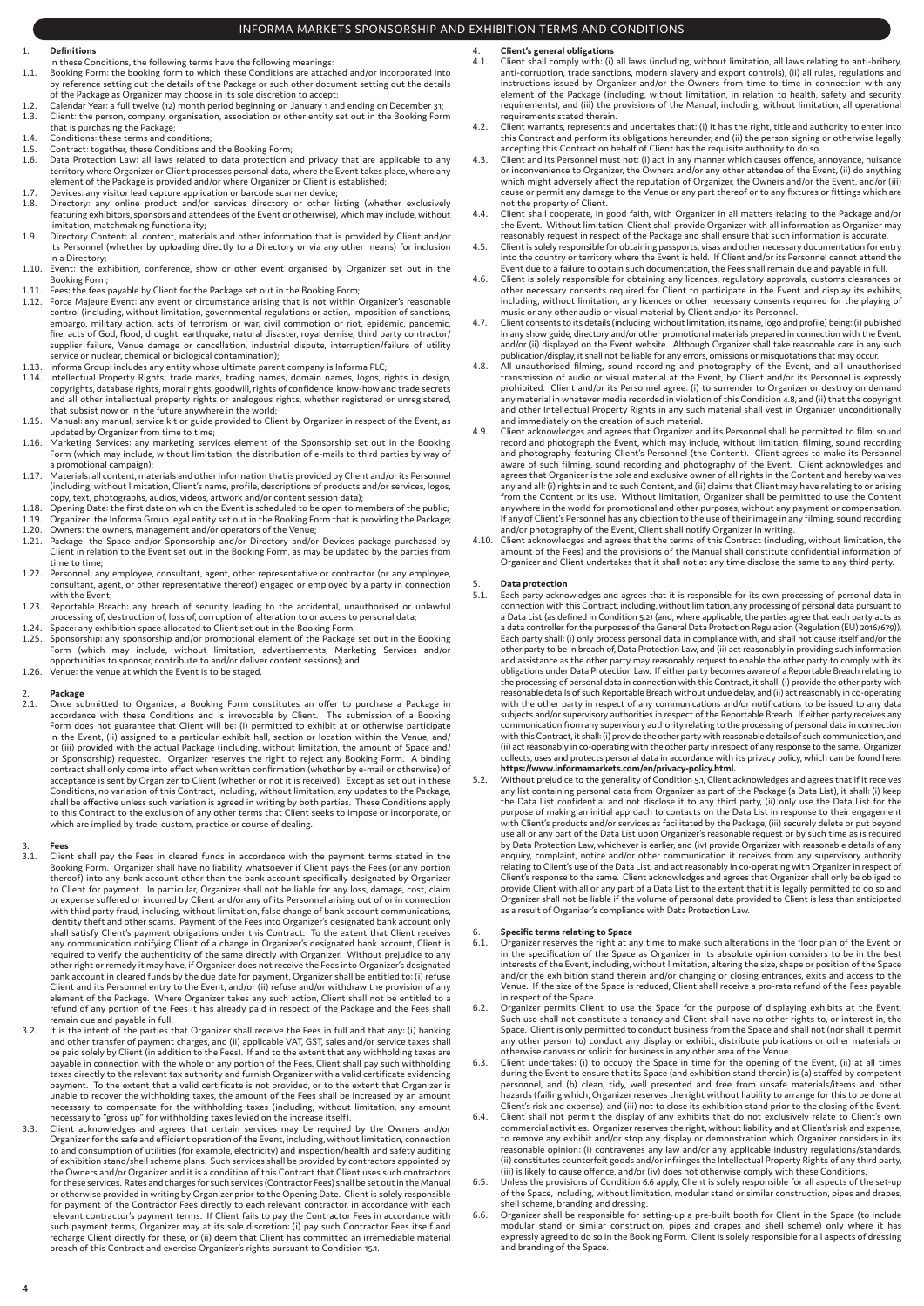# INFORMA MARKETS SPONSORSHIP AND EXHIBITION TERMS AND CONDITIONS

## 1. Definitions

In these Conditions, the following terms have the following meanings:

1.1. Booking Form: the booking form to which these Conditions are attached and/or incorporated into by reference setting out the details of the Package or such other document setting out the details of the Package as Organizer may choose in its sole discretion to accept;

1.2. Calendar Year: a full twelve (12) month period beginning on January 1 and ending on December 31;

1.3. Client: the person, company, organisation, association or other entity set out in the Booking Form that is purchasing the Package;

1.4. Conditions: these terms and conditions;

1.5. Contract: together, these Conditions and the Booking Form;

1.6. Data Protection Law: all laws related to data protection and privacy that are applicable to any territory where Organizer or Client processes personal data, where the Event takes place, where any element of the Package is provided and/or where Organizer or Client is established;

1.7. Devices: any visitor lead capture application or barcode scanner device;

1.8. Directory: any online product and/or services directory or other listing (whether exclusively featuring exhibitors, sponsors and attendees of the Event or otherwise), which may include, without limitation, matchmaking functionality;

1.9. Directory Content: all content, materials and other information that is provided by Client and/or its Personnel (whether by uploading directly to a Directory or via any other means) for inclusion in a Directory;

1.10. Event: the exhibition, conference, show or other event organised by Organizer set out in the Booking Form;

1.11. Fees: the fees payable by Client for the Package set out in the Booking Form;

1.12. Force Majeure Event: any event or circumstance arising that is not within Organizer's reasonable control (including, without limitation, governmental regulations or action, imposition of sanctions, embargo, military action, acts of terrorism or war, civil commotion or riot, epidemic, pandemic, fire, acts of God, flood, drought, earthquake, natural disaster, royal demise, third party contractor/supplier failure, Venue damage or cancellation, industrial dispute, interruption/failure of utility service or nuclear, chemical or biological contamination);

1.13. Informa Group: includes any entity whose ultimate parent company is Informa PLC;

1.14. Intellectual Property Rights: trade marks, trading names, domain names, logos, rights in design, copyrights, database rights, moral rights, goodwill, rights of confidence, know-how and trade secrets and all other intellectual property rights or analogous rights, whether registered or unregistered, that subsist now or in the future anywhere in the world;

1.15. Manual: any manual, service kit or guide provided to Client by Organizer in respect of the Event, as updated by Organizer from time to time;

1.16. Marketing Services: any marketing services element of the Sponsorship set out in the Booking Form (which may include, without limitation, the distribution of e-mails to third parties by way of a promotional campaign);

1.17. Materials: all content, materials and other information that is provided by Client and/or its Personnel (including, without limitation, Client's name, profile, descriptions of products and/or services, logos, copy, text, photographs, audios, videos, artwork and/or content session data);

1.18. Opening Date: the first date on which the Event is scheduled to be open to members of the public;

1.19. Organizer: the Informa Group legal entity set out in the Booking Form that is providing the Package;

1.20. Owners: the owners, management and/or operators of the Venue;

1.21. Package: the Space and/or Sponsorship and/or Directory and/or Devices package purchased by Client in relation to the Event set out in the Booking Form, as may be updated by the parties from time to time;

1.22. Personnel: any employee, consultant, agent, other representative or contractor (or any employee, consultant, agent, or other representative thereof) engaged or employed by a party in connection with the Event;

1.23. Reportable Breach: any breach of security leading to the accidental, unauthorised or unlawful processing of, destruction of, loss of, corruption of, alteration to or access to personal data;

1.24. Space: any exhibition space allocated to Client set out in the Booking Form;

1.25. Sponsorship: any sponsorship and/or promotional element of the Package set out in the Booking Form (which may include, without limitation, advertisements, Marketing Services and/or opportunities to sponsor, contribute to and/or deliver content sessions); and

1.26. Venue: the venue at which the Event is to be staged.

## 2. Package

2.1. Once submitted to Organizer, a Booking Form constitutes an offer to purchase a Package in accordance with these Conditions and is irrevocable by Client. The submission of a Booking Form does not guarantee that Client will be: (i) permitted to exhibit at or otherwise participate in the Event, (ii) assigned to a particular exhibit hall, section or location within the Venue, and/or (iii) provided with the actual Package (including, without limitation, the amount of Space and/or Sponsorship) requested. Organizer reserves the right to reject any Booking Form. A binding contract shall only come into effect when written confirmation (whether by e-mail or otherwise) of acceptance is sent by Organizer to Client (whether or not it is received). Except as set out in these Conditions, no variation of this Contract, including, without limitation, any updates to the Package, shall be effective unless such variation is agreed in writing by both parties. These Conditions apply to this Contract to the exclusion of any other terms that Client seeks to impose or incorporate, or which are implied by trade, custom, practice or course of dealing.

## 3. Fees

3.1. Client shall pay the Fees in cleared funds in accordance with the payment terms stated in the Booking Form. Organizer shall have no liability whatsoever if Client pays the Fees (or any portion thereof) into any bank account other than the bank account specifically designated by Organizer to Client for payment. In particular, Organizer shall not be liable for any loss, damage, cost, claim or expense suffered or incurred by Client and/or any of its Personnel arising out of or in connection with third party fraud, including, without limitation, false change of bank account communications, identity theft and other scams. Payment of the Fees into Organizer's designated bank account only shall satisfy Client's payment obligations under this Contract. To the extent that Client receives any communication notifying Client of a change in Organizer's designated bank account, Client is required to verify the authenticity of the same directly with Organizer. Without prejudice to any other right or remedy it may have, if Organizer does not receive the Fees into Organizer's designated bank account in cleared funds by the due date for payment, Organizer shall be entitled to: (i) refuse Client and its Personnel entry to the Event, and/or (ii) refuse and/or withdraw the provision of any element of the Package. Where Organizer takes any such action, Client shall not be entitled to a refund of any portion of the Fees it has already paid in respect of the Package and the Fees shall remain due and payable in full.

3.2. It is the intent of the parties that Organizer shall receive the Fees in full and that any: (i) banking and other transfer of payment charges, and (ii) applicable VAT, GST, sales and/or service taxes shall be paid solely by Client (in addition to the Fees). If and to the extent that any withholding taxes are payable in connection with the whole or any portion of the Fees, Client shall pay such withholding taxes directly to the relevant tax authority and furnish Organizer with a valid certificate evidencing payment. To the extent that a valid certificate is not provided, or to the extent that Organizer is unable to recover the withholding taxes, the amount of the Fees shall be increased by an amount necessary to compensate for the withholding taxes (including, without limitation, any amount necessary to "gross up" for withholding taxes levied on the increase itself).

3.3. Client acknowledges and agrees that certain services may be required by the Owners and/or Organizer for the safe and efficient operation of the Event, including, without limitation, connection to and consumption of utilities (for example, electricity) and inspection/health and safety auditing of exhibition stand/shell scheme plans. Such services shall be provided by contractors appointed by the Owners and/or Organizer and it is a condition of this Contract that Client uses such contractors for these services. Rates and charges for such services (Contractor Fees) shall be set out in the Manual or otherwise provided in writing by Organizer prior to the Opening Date. Client is solely responsible for payment of the Contractor Fees directly to each relevant contractor, in accordance with each relevant contractor's payment terms. If Client fails to pay the Contractor Fees in accordance with such payment terms, Organizer may at its sole discretion: (i) pay such Contractor Fees itself and recharge Client directly for these, or (ii) deem that Client has committed an irremediable material breach of this Contract and exercise Organizer's rights pursuant to Condition 15.1.

## 4. Client's general obligations

4.1. Client shall comply with: (i) all laws (including, without limitation, all laws relating to anti-bribery, anti-corruption, trade sanctions, modern slavery and export controls), (ii) all rules, regulations and instructions issued by Organizer and/or the Owners from time to time in connection with any element of the Package (including, without limitation, in relation to health, safety and security requirements), and (iii) the provisions of the Manual, including, without limitation, all operational requirements stated therein.

4.2. Client warrants, represents and undertakes that: (i) it has the right, title and authority to enter into this Contract and perform its obligations hereunder, and (ii) the person signing or otherwise legally accepting this Contract on behalf of Client has the requisite authority to do so.

4.3. Client and its Personnel must not: (i) act in any manner which causes offence, annoyance, nuisance or inconvenience to Organizer, the Owners and/or any other attendee of the Event, (ii) do anything which might adversely affect the reputation of Organizer, the Owners and/or the Event, and/or (iii) cause or permit any damage to the Venue or any part thereof or to any fixtures or fittings which are not the property of Client.

4.4. Client shall cooperate, in good faith, with Organizer in all matters relating to the Package and/or the Event. Without limitation, Client shall provide Organizer with all information as Organizer may reasonably request in respect of the Package and shall ensure that such information is accurate.

4.5. Client is solely responsible for obtaining passports, visas and other necessary documentation for entry into the country or territory where the Event is held. If Client and/or its Personnel cannot attend the Event due to a failure to obtain such documentation, the Fees shall remain due and payable in full.

4.6. Client is solely responsible for obtaining any licences, regulatory approvals, customs clearances or other necessary consents required for Client to participate in the Event and display its exhibits, including, without limitation, any licences or other necessary consents required for the playing of music or any other audio or visual material by Client and/or its Personnel.

4.7. Client consents to its details (including, without limitation, its name, logo and profile) being: (i) published in any show guide, directory and/or other promotional materials prepared in connection with the Event, and/or (ii) displayed on the Event website. Although Organizer shall take reasonable care in any such publication/display, it shall not be liable for any errors, omissions or misquotations that may occur.

4.8. All unauthorised filming, sound recording and photography of the Event, and all unauthorised transmission of audio or visual material at the Event, by Client and/or its Personnel is expressly prohibited. Client and/or its Personnel agree: (i) to surrender to Organizer or destroy on demand any material in whatever media recorded in violation of this Condition 4.8, and (ii) that the copyright and other Intellectual Property Rights in any such material shall vest in Organizer unconditionally and immediately on the creation of such material.

4.9. Client acknowledges and agrees that Organizer and its Personnel shall be permitted to film, sound record and photograph the Event, which may include, without limitation, filming, sound recording and photography featuring Client's Personnel (the Content). Client agrees to make its Personnel aware of such filming, sound recording and photography of the Event. Client acknowledges and agrees that Organizer is the sole and exclusive owner of all rights in the Content and hereby waives any and all: (i) rights in and to such Content, and (ii) claims that Client may have relating to or arising from the Content or its use. Without limitation, Organizer shall be permitted to use the Content anywhere in the world for promotional and other purposes, without any payment or compensation. If any of Client's Personnel has any objection to the use of their image in any filming, sound recording and/or photography of the Event, Client shall notify Organizer in writing.

4.10. Client acknowledges and agrees that the terms of this Contract (including, without limitation, the amount of the Fees) and the provisions of the Manual shall constitute confidential information of Organizer and Client undertakes that it shall not at any time disclose the same to any third party.

## 5. Data protection

5.1. Each party acknowledges and agrees that it is responsible for its own processing of personal data in connection with this Contract, including, without limitation, any processing of personal data pursuant to a Data List (as defined in Condition 5.2) (and, where applicable, the parties agree that each party acts as a data controller for the purposes of the General Data Protection Regulation (Regulation (EU) 2016/679)). Each party shall: (i) only process personal data in compliance with, and shall not cause itself and/or the other party to be in breach of, Data Protection Law, and (ii) act reasonably in providing such information and assistance as the other party may reasonably request to enable the other party to comply with its obligations under Data Protection Law. If either party becomes aware of a Reportable Breach relating to the processing of personal data in connection with this Contract, it shall: (i) provide the other party with reasonable details of such Reportable Breach without undue delay, and (ii) act reasonably in co-operating with the other party in respect of any communications and/or notifications to be issued to any data subjects and/or supervisory authorities in respect of the Reportable Breach. If either party receives any communication from any supervisory authority relating to the processing of personal data in connection with this Contract, it shall: (i) provide the other party with reasonable details of such communication, and (ii) act reasonably in co-operating with the other party in respect of any response to the same. Organizer collects, uses and protects personal data in accordance with its privacy policy, which can be found here: **https://www.informamarkets.com/en/privacy-policy.html.**

5.2. Without prejudice to the generality of Condition 5.1, Client acknowledges and agrees that if it receives any list containing personal data from Organizer as part of the Package (a Data List), it shall: (i) keep the Data List confidential and not disclose it to any third party, (ii) only use the Data List for the purpose of making an initial approach to contacts on the Data List in response to their engagement with Client's products and/or services as facilitated by the Package, (iii) securely delete or put beyond use all or any part of the Data List upon Organizer's reasonable request or by such time as is required by Data Protection Law, whichever is earlier, and (iv) provide Organizer with reasonable details of any enquiry, complaint, notice and/or other communication it receives from any supervisory authority relating to Client's use of the Data List, and act reasonably in co-operating with Organizer in respect of Client's response to the same. Client acknowledges and agrees that Organizer shall only be obliged to provide Client with all or any part of a Data List to the extent that it is legally permitted to do so and Organizer shall not be liable if the volume of personal data provided to Client is less than anticipated as a result of Organizer's compliance with Data Protection Law.

## 6. Specific terms relating to Space

6.1. Organizer reserves the right at any time to make such alterations in the floor plan of the Event or in the specification of the Space as Organizer in its absolute opinion considers to be in the best interests of the Event, including, without limitation, altering the size, shape or position of the Space and/or the exhibition stand therein and/or changing or closing entrances, exits and access to the Venue. If the size of the Space is reduced, Client shall receive a pro-rata refund of the Fees payable in respect of the Space.

6.2. Organizer permits Client to use the Space for the purpose of displaying exhibits at the Event. Such use shall not constitute a tenancy and Client shall have no other rights to, or interest in, the Space. Client is only permitted to conduct business from the Space and shall not (nor shall it permit any other person to) conduct any display or exhibit, distribute publications or other materials or otherwise canvass or solicit for business in any other area of the Venue.

6.3. Client undertakes: (i) to occupy the Space in time for the opening of the Event, (ii) at all times during the Event to ensure that its Space (and exhibition stand therein) is (a) staffed by competent personnel, and (b) clean, tidy, well presented and free from unsafe materials/items and other hazards (failing which, Organizer reserves the right without liability to arrange for this to be done at Client's risk and expense), and (iii) not to close its exhibition stand prior to the closing of the Event.

6.4. Client shall not permit the display of any exhibits that do not exclusively relate to Client's own commercial activities. Organizer reserves the right, without liability and at Client's risk and expense, to remove any exhibit and/or stop any display or demonstration which Organizer considers in its reasonable opinion: (i) contravenes any law and/or any applicable industry regulations/standards, (ii) constitutes counterfeit goods and/or infringes the Intellectual Property Rights of any third party, (iii) is likely to cause offence, and/or (iv) does not otherwise comply with these Conditions.

6.5. Unless the provisions of Condition 6.6 apply, Client is solely responsible for all aspects of the set-up of the Space, including, without limitation, modular stand or similar construction, pipes and drapes, shell scheme, branding and dressing.

6.6. Organizer shall be responsible for setting-up a pre-built booth for Client in the Space (to include modular stand or similar construction, pipes and drapes and shell scheme) only where it has expressly agreed to do so in the Booking Form. Client is solely responsible for all aspects of dressing and branding of the Space.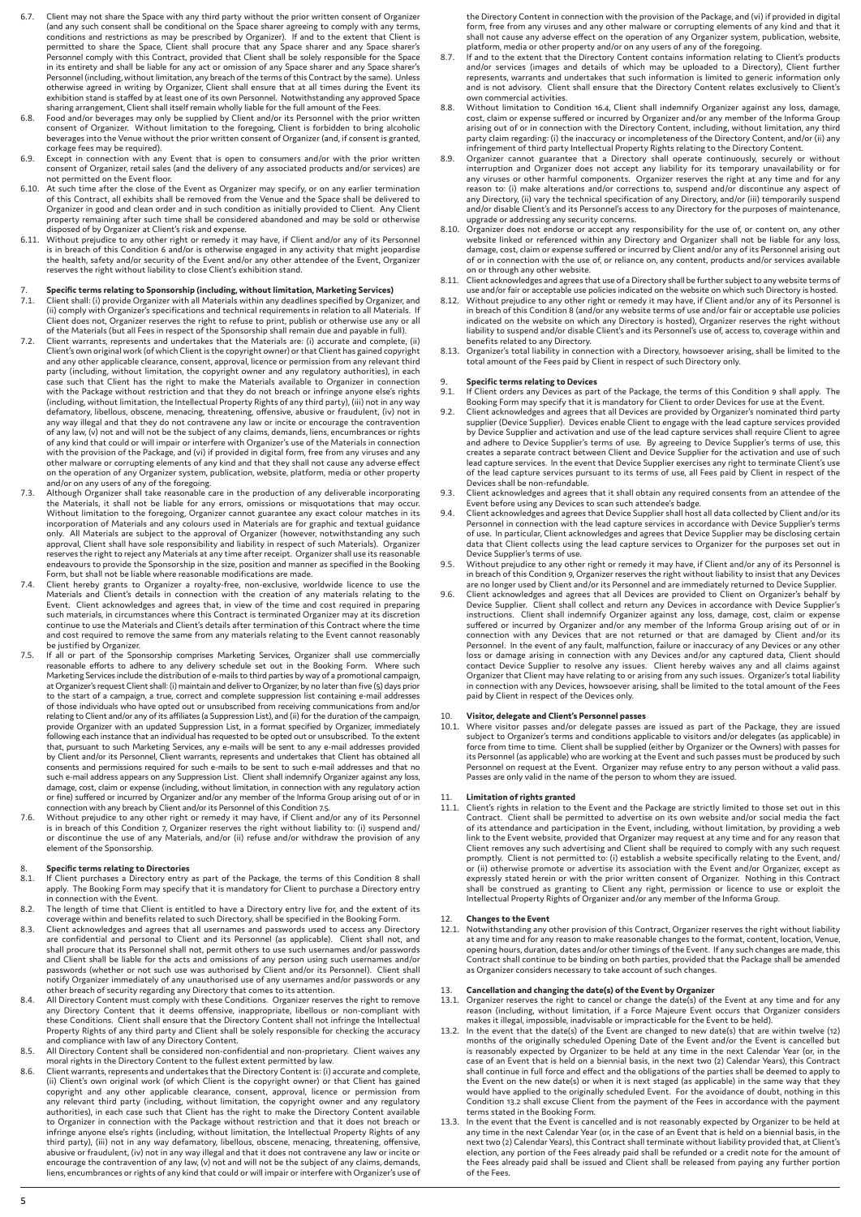6.7. Client may not share the Space with any third party without the prior written consent of Organizer (and any such consent shall be conditional on the Space sharer agreeing to comply with any terms, conditions and restrictions as may be prescribed by Organizer). If and to the extent that Client is permitted to share the Space, Client shall procure that any Space sharer and any Space sharer's Personnel comply with this Contract, provided that Client shall be solely responsible for the Space in its entirety and shall be liable for any act or omission of any Space sharer and any Space sharer's Personnel (including, without limitation, any breach of the terms of this Contract by the same). Unless otherwise agreed in writing by Organizer, Client shall ensure that at all times during the Event its exhibition stand is staffed by at least one of its own Personnel. Notwithstanding any approved Space sharing arrangement, Client shall itself remain wholly liable for the full amount of the Fees.

6.8. Food and/or beverages may only be supplied by Client and/or its Personnel with the prior written consent of Organizer. Without limitation to the foregoing, Client is forbidden to bring alcoholic beverages into the Venue without the prior written consent of Organizer (and, if consent is granted, corkage fees may be required).

6.9. Except in connection with any Event that is open to consumers and/or with the prior written consent of Organizer, retail sales (and the delivery of any associated products and/or services) are not permitted on the Event floor.

6.10. At such time after the close of the Event as Organizer may specify, or on any earlier termination of this Contract, all exhibits shall be removed from the Venue and the Space shall be delivered to Organizer in good and clean order and in such condition as initially provided to Client. Any Client property remaining after such time shall be considered abandoned and may be sold or otherwise disposed of by Organizer at Client's risk and expense.

6.11. Without prejudice to any other right or remedy it may have, if Client and/or any of its Personnel is in breach of this Condition 6 and/or is otherwise engaged in any activity that might jeopardise the health, safety and/or security of the Event and/or any other attendee of the Event, Organizer reserves the right without liability to close Client's exhibition stand.

## 7. Specific terms relating to Sponsorship (including, without limitation, Marketing Services)

7.1. Client shall: (i) provide Organizer with all Materials within any deadlines specified by Organizer, and (ii) comply with Organizer's specifications and technical requirements in relation to all Materials. If Client does not, Organizer reserves the right to refuse to print, publish or otherwise use any or all of the Materials (but all Fees in respect of the Sponsorship shall remain due and payable in full).

7.2. Client warrants, represents and undertakes that the Materials are: (i) accurate and complete, (ii) Client's own original work (of which Client is the copyright owner) or that Client has gained copyright and any other applicable clearance, consent, approval, licence or permission from any relevant third party (including, without limitation, the copyright owner and any regulatory authorities), in each case such that Client has the right to make the Materials available to Organizer in connection with the Package without restriction and that they do not breach or infringe anyone else's rights (including, without limitation, the Intellectual Property Rights of any third party), (iii) not in any way defamatory, libellous, obscene, menacing, threatening, offensive, abusive or fraudulent, (iv) not in any way illegal and that they do not contravene any law or incite or encourage the contravention of any law, (v) not and will not be the subject of any claims, demands, liens, encumbrances or rights of any kind that could or will impair or interfere with Organizer's use of the Materials in connection with the provision of the Package, and (vi) if provided in digital form, free from any viruses and any other malware or corrupting elements of any kind and that they shall not cause any adverse effect on the operation of any Organizer system, publication, website, platform, media or other property and/or on any users of any of the foregoing.

7.3. Although Organizer shall take reasonable care in the production of any deliverable incorporating the Materials, it shall not be liable for any errors, omissions or misquotations that may occur. Without limitation to the foregoing, Organizer cannot guarantee any exact colour matches in its incorporation of Materials and any colours used in Materials are for graphic and textual guidance only. All Materials are subject to the approval of Organizer (however, notwithstanding any such approval, Client shall have sole responsibility and liability in respect of such Materials). Organizer reserves the right to reject any Materials at any time after receipt. Organizer shall use its reasonable endeavours to provide the Sponsorship in the size, position and manner as specified in the Booking Form, but shall not be liable where reasonable modifications are made.

7.4. Client hereby grants to Organizer a royalty-free, non-exclusive, worldwide licence to use the Materials and Client's details in connection with the creation of any materials relating to the Event. Client acknowledges and agrees that, in view of the time and cost required in preparing such materials, in circumstances where this Contract is terminated Organizer may at its discretion continue to use the Materials and Client's details after termination of this Contract where the time and cost required to remove the same from any materials relating to the Event cannot reasonably be justified by Organizer.

7.5. If all or part of the Sponsorship comprises Marketing Services, Organizer shall use commercially reasonable efforts to adhere to any delivery schedule set out in the Booking Form. Where such Marketing Services include the distribution of e-mails to third parties by way of a promotional campaign, at Organizer's request Client shall: (i) maintain and deliver to Organizer, by no later than five (5) days prior to the start of a campaign, a true, correct and complete suppression list containing e-mail addresses of those individuals who have opted out or unsubscribed from receiving communications from and/or relating to Client and/or any of its affiliates (a Suppression List), and (ii) for the duration of the campaign, provide Organizer with an updated Suppression List, in a format specified by Organizer, immediately following each instance that an individual has requested to be opted out or unsubscribed. To the extent that, pursuant to such Marketing Services, any e-mails will be sent to any e-mail addresses provided by Client and/or its Personnel, Client warrants, represents and undertakes that Client has obtained all consents and permissions required for such e-mails to be sent to such e-mail addresses and that no such e-mail address appears on any Suppression List. Client shall indemnify Organizer against any loss, damage, cost, claim or expense (including, without limitation, in connection with any regulatory action or fine) suffered or incurred by Organizer and/or any member of the Informa Group arising out of or in connection with any breach by Client and/or its Personnel of this Condition 7.5.

7.6. Without prejudice to any other right or remedy it may have, if Client and/or any of its Personnel is in breach of this Condition 7, Organizer reserves the right without liability to: (i) suspend and/or discontinue the use of any Materials, and/or (ii) refuse and/or withdraw the provision of any element of the Sponsorship.

## 8. Specific terms relating to Directories

8.1. If Client purchases a Directory entry as part of the Package, the terms of this Condition 8 shall apply. The Booking Form may specify that it is mandatory for Client to purchase a Directory entry in connection with the Event.

8.2. The length of time that Client is entitled to have a Directory entry live for, and the extent of its coverage within and benefits related to such Directory, shall be specified in the Booking Form.

8.3. Client acknowledges and agrees that all usernames and passwords used to access any Directory are confidential and personal to Client and its Personnel (as applicable). Client shall not, and shall procure that its Personnel shall not, permit others to use such usernames and/or passwords and Client shall be liable for the acts and omissions of any person using such usernames and/or passwords (whether or not such use was authorised by Client and/or its Personnel). Client shall notify Organizer immediately of any unauthorised use of any usernames and/or passwords or any other breach of security regarding any Directory that comes to its attention.

8.4. All Directory Content must comply with these Conditions. Organizer reserves the right to remove any Directory Content that it deems offensive, inappropriate, libellous or non-compliant with these Conditions. Client shall ensure that the Directory Content shall not infringe the Intellectual Property Rights of any third party and Client shall be solely responsible for checking the accuracy and compliance with law of any Directory Content.

8.5. All Directory Content shall be considered non-confidential and non-proprietary. Client waives any moral rights in the Directory Content to the fullest extent permitted by law.

8.6. Client warrants, represents and undertakes that the Directory Content is: (i) accurate and complete, (ii) Client's own original work (of which Client is the copyright owner) or that Client has gained copyright and any other applicable clearance, consent, approval, licence or permission from any relevant third party (including, without limitation, the copyright owner and any regulatory authorities), in each case such that Client has the right to make the Directory Content available to Organizer in connection with the Package without restriction and that it does not breach or infringe anyone else's rights (including, without limitation, the Intellectual Property Rights of any third party), (iii) not in any way defamatory, libellous, obscene, menacing, threatening, offensive, abusive or fraudulent, (iv) not in any way illegal and that it does not contravene any law or incite or encourage the contravention of any law, (v) not and will not be the subject of any claims, demands, liens, encumbrances or rights of any kind that could or will impair or interfere with Organizer's use of the Directory Content in connection with the provision of the Package, and (vi) if provided in digital form, free from any viruses and any other malware or corrupting elements of any kind and that it shall not cause any adverse effect on the operation of any Organizer system, publication, website, platform, media or other property and/or on any users of any of the foregoing.

8.7. If and to the extent that the Directory Content contains information relating to Client's products and/or services (images and details of which may be uploaded to a Directory), Client further represents, warrants and undertakes that such information is limited to generic information only and is not advisory. Client shall ensure that the Directory Content relates exclusively to Client's own commercial activities.

8.8. Without limitation to Condition 16.4, Client shall indemnify Organizer against any loss, damage, cost, claim or expense suffered or incurred by Organizer and/or any member of the Informa Group arising out of or in connection with the Directory Content, including, without limitation, any third party claim regarding: (i) the inaccuracy or incompleteness of the Directory Content, and/or (ii) any infringement of third party Intellectual Property Rights relating to the Directory Content.

8.9. Organizer cannot guarantee that a Directory shall operate continuously, securely or without interruption and Organizer does not accept any liability for its temporary unavailability or for any viruses or other harmful components. Organizer reserves the right at any time and for any reason to: (i) make alterations and/or corrections to, suspend and/or discontinue any aspect of any Directory, (ii) vary the technical specification of any Directory, and/or (iii) temporarily suspend and/or disable Client's and its Personnel's access to any Directory for the purposes of maintenance, upgrade or addressing any security concerns.

8.10. Organizer does not endorse or accept any responsibility for the use of, or content on, any other website linked or referenced within any Directory and Organizer shall not be liable for any loss, damage, cost, claim or expense suffered or incurred by Client and/or any of its Personnel arising out of or in connection with the use of, or reliance on, any content, products and/or services available on or through any other website.

8.11. Client acknowledges and agrees that use of a Directory shall be further subject to any website terms of use and/or fair or acceptable use policies indicated on the website on which such Directory is hosted.

8.12. Without prejudice to any other right or remedy it may have, if Client and/or any of its Personnel is in breach of this Condition 8 (and/or any website terms of use and/or fair or acceptable use policies indicated on the website on which any Directory is hosted), Organizer reserves the right without liability to suspend and/or disable Client's and its Personnel's use of, access to, coverage within and benefits related to any Directory.

8.13. Organizer's total liability in connection with a Directory, howsoever arising, shall be limited to the total amount of the Fees paid by Client in respect of such Directory only.

## 9. Specific terms relating to Devices

9.1. If Client orders any Devices as part of the Package, the terms of this Condition 9 shall apply. The Booking Form may specify that it is mandatory for Client to order Devices for use at the Event.

9.2. Client acknowledges and agrees that all Devices are provided by Organizer's nominated third party supplier (Device Supplier). Devices enable Client to engage with the lead capture services provided by Device Supplier and activation and use of the lead capture services shall require Client to agree and adhere to Device Supplier's terms of use. By agreeing to Device Supplier's terms of use, this creates a separate contract between Client and Device Supplier for the activation and use of such lead capture services. In the event that Device Supplier exercises any right to terminate Client's use of the lead capture services pursuant to its terms of use, all Fees paid by Client in respect of the Devices shall be non-refundable.

9.3. Client acknowledges and agrees that it shall obtain any required consents from an attendee of the Event before using any Devices to scan such attendee's badge.

9.4. Client acknowledges and agrees that Device Supplier shall host all data collected by Client and/or its Personnel in connection with the lead capture services in accordance with Device Supplier's terms of use. In particular, Client acknowledges and agrees that Device Supplier may be disclosing certain data that Client collects using the lead capture services to Organizer for the purposes set out in Device Supplier's terms of use.

9.5. Without prejudice to any other right or remedy it may have, if Client and/or any of its Personnel is in breach of this Condition 9, Organizer reserves the right without liability to insist that any Devices are no longer used by Client and/or its Personnel and are immediately returned to Device Supplier.

9.6. Client acknowledges and agrees that all Devices are provided to Client on Organizer's behalf by Device Supplier. Client shall collect and return any Devices in accordance with Device Supplier's instructions. Client shall indemnify Organizer against any loss, damage, cost, claim or expense suffered or incurred by Organizer and/or any member of the Informa Group arising out of or in connection with any Devices that are not returned or that are damaged by Client and/or its Personnel. In the event of any fault, malfunction, failure or inaccuracy of any Devices or any other loss or damage arising in connection with any Devices and/or any captured data, Client should contact Device Supplier to resolve any issues. Client hereby waives any and all claims against Organizer that Client may have relating to or arising from any such issues. Organizer's total liability in connection with any Devices, howsoever arising, shall be limited to the total amount of the Fees paid by Client in respect of the Devices only.

## 10. Visitor, delegate and Client's Personnel passes

10.1. Where visitor passes and/or delegate passes are issued as part of the Package, they are issued subject to Organizer's terms and conditions applicable to visitors and/or delegates (as applicable) in force from time to time. Client shall be supplied (either by Organizer or the Owners) with passes for its Personnel (as applicable) who are working at the Event and such passes must be produced by such Personnel on request at the Event. Organizer may refuse entry to any person without a valid pass. Passes are only valid in the name of the person to whom they are issued.

## 11. Limitation of rights granted

11.1. Client's rights in relation to the Event and the Package are strictly limited to those set out in this Contract. Client shall be permitted to advertise on its own website and/or social media the fact of its attendance and participation in the Event, including, without limitation, by providing a web link to the Event website, provided that Organizer may request at any time and for any reason that Client removes any such advertising and Client shall be required to comply with any such request promptly. Client is not permitted to: (i) establish a website specifically relating to the Event, and/or (ii) otherwise promote or advertise its association with the Event and/or Organizer, except as expressly stated herein or with the prior written consent of Organizer. Nothing in this Contract shall be construed as granting to Client any right, permission or licence to use or exploit the Intellectual Property Rights of Organizer and/or any member of the Informa Group.

## 12. Changes to the Event

12.1. Notwithstanding any other provision of this Contract, Organizer reserves the right without liability at any time and for any reason to make reasonable changes to the format, content, location, Venue, opening hours, duration, dates and/or other timings of the Event. If any such changes are made, this Contract shall continue to be binding on both parties, provided that the Package shall be amended as Organizer considers necessary to take account of such changes.

## 13. Cancellation and changing the date(s) of the Event by Organizer

13.1. Organizer reserves the right to cancel or change the date(s) of the Event at any time and for any reason (including, without limitation, if a Force Majeure Event occurs that Organizer considers makes it illegal, impossible, inadvisable or impracticable for the Event to be held).

13.2. In the event that the date(s) of the Event are changed to new date(s) that are within twelve (12) months of the originally scheduled Opening Date of the Event and/or the Event is cancelled but is reasonably expected by Organizer to be held at any time in the next Calendar Year (or, in the case of an Event that is held on a biennial basis, in the next two (2) Calendar Years), this Contract shall continue in full force and effect and the obligations of the parties shall be deemed to apply to the Event on the new date(s) or when it is next staged (as applicable) in the same way that they would have applied to the originally scheduled Event. For the avoidance of doubt, nothing in this Condition 13.2 shall excuse Client from the payment of the Fees in accordance with the payment terms stated in the Booking Form.

13.3. In the event that the Event is cancelled and is not reasonably expected by Organizer to be held at any time in the next Calendar Year (or, in the case of an Event that is held on a biennial basis, in the next two (2) Calendar Years), this Contract shall terminate without liability provided that, at Client's election, any portion of the Fees already paid shall be refunded or a credit note for the amount of the Fees already paid shall be issued and Client shall be released from paying any further portion of the Fees.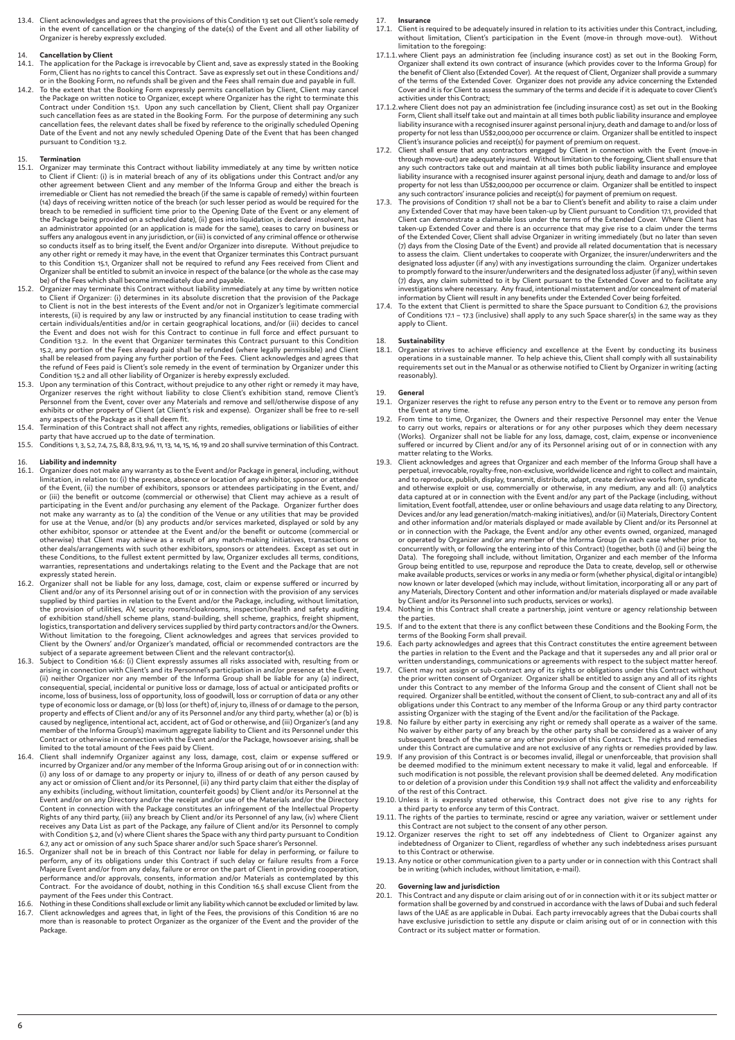13.4. Client acknowledges and agrees that the provisions of this Condition 13 set out Client's sole remedy in the event of cancellation or the changing of the date(s) of the Event and all other liability of Organizer is hereby expressly excluded.

## 14. Cancellation by Client

14.1. The application for the Package is irrevocable by Client and, save as expressly stated in the Booking Form, Client has no rights to cancel this Contract. Save as expressly set out in these Conditions and/or in the Booking Form, no refunds shall be given and the Fees shall remain due and payable in full.

14.2. To the extent that the Booking Form expressly permits cancellation by Client, Client may cancel the Package on written notice to Organizer, except where Organizer has the right to terminate this Contract under Condition 15.1. Upon any such cancellation by Client, Client shall pay Organizer such cancellation fees as are stated in the Booking Form. For the purpose of determining any such cancellation fees, the relevant dates shall be fixed by reference to the originally scheduled Opening Date of the Event and not any newly scheduled Opening Date of the Event that has been changed pursuant to Condition 13.2.

## 15. Termination

15.1. Organizer may terminate this Contract without liability immediately at any time by written notice to Client if Client: (i) is in material breach of any of its obligations under this Contract and/or any other agreement between Client and any member of the Informa Group and either the breach is irremediable or Client has not remedied the breach (if the same is capable of remedy) within fourteen (14) days of receiving written notice of the breach (or such lesser period as would be required for the breach to be remedied in sufficient time prior to the Opening Date of the Event or any element of the Package being provided on a scheduled date), (ii) goes into liquidation, is declared insolvent, has an administrator appointed (or an application is made for the same), ceases to carry on business or suffers any analogous event in any jurisdiction, or (iii) is convicted of any criminal offence or otherwise so conducts itself as to bring itself, the Event and/or Organizer into disrepute. Without prejudice to any other right or remedy it may have, in the event that Organizer terminates this Contract pursuant to this Condition 15.1, Organizer shall not be required to refund any Fees received from Client and Organizer shall be entitled to submit an invoice in respect of the balance (or the whole as the case may be) of the Fees which shall become immediately due and payable.

15.2. Organizer may terminate this Contract without liability immediately at any time by written notice to Client if Organizer: (i) determines in its absolute discretion that the provision of the Package to Client is not in the best interests of the Event and/or not in Organizer's legitimate commercial interests, (ii) is required by any law or instructed by any financial institution to cease trading with certain individuals/entities and/or in certain geographical locations, and/or (iii) decides to cancel the Event and does not wish for this Contract to continue in full force and effect pursuant to Condition 13.2. In the event that Organizer terminates this Contract pursuant to this Condition 15.2, any portion of the Fees already paid shall be refunded (where legally permissible) and Client shall be released from paying any further portion of the Fees. Client acknowledges and agrees that the refund of Fees paid is Client's sole remedy in the event of termination by Organizer under this Condition 15.2 and all other liability of Organizer is hereby expressly excluded.

15.3. Upon any termination of this Contract, without prejudice to any other right or remedy it may have, Organizer reserves the right without liability to close Client's exhibition stand, remove Client's Personnel from the Event, cover over any Materials and remove and sell/otherwise dispose of any exhibits or other property of Client (at Client's risk and expense). Organizer shall be free to re-sell any aspects of the Package as it shall deem fit.

15.4. Termination of this Contract shall not affect any rights, remedies, obligations or liabilities of either party that have accrued up to the date of termination.

15.5. Conditions 1, 3, 5.2, 7.4, 7.5, 8.8, 8.13, 9.6, 11, 13, 14, 15, 16, 19 and 20 shall survive termination of this Contract.

## 16. Liability and indemnity

16.1. Organizer does not make any warranty as to the Event and/or Package in general, including, without limitation, in relation to: (i) the presence, absence or location of any exhibitor, sponsor or attendee of the Event, (ii) the number of exhibitors, sponsors or attendees participating in the Event, and/or (iii) the benefit or outcome (commercial or otherwise) that Client may achieve as a result of participating in the Event and/or purchasing any element of the Package. Organizer further does not make any warranty as to (a) the condition of the Venue or any utilities that may be provided for use at the Venue, and/or (b) any products and/or services marketed, displayed or sold by any other exhibitor, sponsor or attendee at the Event and/or the benefit or outcome (commercial or otherwise) that Client may achieve as a result of any match-making initiatives, transactions or other deals/arrangements with such other exhibitors, sponsors or attendees. Except as set out in these Conditions, to the fullest extent permitted by law, Organizer excludes all terms, conditions, warranties, representations and undertakings relating to the Event and the Package that are not expressly stated herein.

16.2. Organizer shall not be liable for any loss, damage, cost, claim or expense suffered or incurred by Client and/or any of its Personnel arising out of or in connection with the provision of any services supplied by third parties in relation to the Event and/or the Package, including, without limitation, the provision of utilities, AV, security rooms/cloakrooms, inspection/health and safety auditing of exhibition stand/shell scheme plans, stand-building, shell scheme, graphics, freight shipment, logistics, transportation and delivery services supplied by third party contractors and/or the Owners. Without limitation to the foregoing, Client acknowledges and agrees that services provided to Client by the Owners' and/or Organizer's mandated, official or recommended contractors are the subject of a separate agreement between Client and the relevant contractor(s).

16.3. Subject to Condition 16.6: (i) Client expressly assumes all risks associated with, resulting from or arising in connection with Client's and its Personnel's participation in and/or presence at the Event, (ii) neither Organizer nor any member of the Informa Group shall be liable for any (a) indirect, consequential, special, incidental or punitive loss or damage, loss of actual or anticipated profits or income, loss of business, loss of opportunity, loss of goodwill, loss or corruption of data or any other type of economic loss or damage, or (b) loss (or theft) of, injury to, illness of or damage to the person, property and effects of Client and/or any of its Personnel and/or any third party, whether (a) or (b) is caused by negligence, intentional act, accident, act of God or otherwise, and (iii) Organizer's (and any member of the Informa Group's) maximum aggregate liability to Client and its Personnel under this Contract or otherwise in connection with the Event and/or the Package, howsoever arising, shall be limited to the total amount of the Fees paid by Client.

16.4. Client shall indemnify Organizer against any loss, damage, cost, claim or expense suffered or incurred by Organizer and/or any member of the Informa Group arising out of or in connection with: (i) any loss of or damage to any property or injury to, illness of or death of any person caused by any act or omission of Client and/or its Personnel, (ii) any third party claim that either the display of any exhibits (including, without limitation, counterfeit goods) by Client and/or its Personnel at the Event and/or on any Directory and/or the receipt and/or use of the Materials and/or the Directory Content in connection with the Package constitutes an infringement of the Intellectual Property Rights of any third party, (iii) any breach by Client and/or its Personnel of any law, (iv) where Client receives any Data List as part of the Package, any failure of Client and/or its Personnel to comply with Condition 5.2, and (v) where Client shares the Space with any third party pursuant to Condition 6.7, any act or omission of any such Space sharer and/or such Space sharer's Personnel.

16.5. Organizer shall not be in breach of this Contract nor liable for delay in performing, or failure to perform, any of its obligations under this Contract if such delay or failure results from a Force Majeure Event and/or from any delay, failure or error on the part of Client in providing cooperation, performance and/or approvals, consents, information and/or Materials as contemplated by this Contract. For the avoidance of doubt, nothing in this Condition 16.5 shall excuse Client from the payment of the Fees under this Contract.

16.6. Nothing in these Conditions shall exclude or limit any liability which cannot be excluded or limited by law.

16.7. Client acknowledges and agrees that, in light of the Fees, the provisions of this Condition 16 are no more than is reasonable to protect Organizer as the organizer of the Event and the provider of the Package.

## 17. Insurance

17.1. Client is required to be adequately insured in relation to its activities under this Contract, including, without limitation, Client's participation in the Event (move-in through move-out). Without limitation to the foregoing:

17.1.1. where Client pays an administration fee (including insurance cost) as set out in the Booking Form, Organizer shall extend its own contract of insurance (which provides cover to the Informa Group) for the benefit of Client also (Extended Cover). At the request of Client, Organizer shall provide a summary of the terms of the Extended Cover. Organizer does not provide any advice concerning the Extended Cover and it is for Client to assess the summary of the terms and decide if it is adequate to cover Client's activities under this Contract;

17.1.2. where Client does not pay an administration fee (including insurance cost) as set out in the Booking Form, Client shall itself take out and maintain at all times both public liability insurance and employee liability insurance with a recognised insurer against personal injury, death and damage to and/or loss of property for not less than US$2,000,000 per occurrence or claim. Organizer shall be entitled to inspect Client's insurance policies and receipt(s) for payment of premium on request.

17.2. Client shall ensure that any contractors engaged by Client in connection with the Event (move-in through move-out) are adequately insured. Without limitation to the foregoing, Client shall ensure that any such contractors take out and maintain at all times both public liability insurance and employee liability insurance with a recognised insurer against personal injury, death and damage to and/or loss of property for not less than US$2,000,000 per occurrence or claim. Organizer shall be entitled to inspect any such contractors' insurance policies and receipt(s) for payment of premium on request.

17.3. The provisions of Condition 17 shall not be a bar to Client's benefit and ability to raise a claim under any Extended Cover that may have been taken-up by Client pursuant to Condition 17.1, provided that Client can demonstrate a claimable loss under the terms of the Extended Cover. Where Client has taken-up Extended Cover and there is an occurrence that may give rise to a claim under the terms of the Extended Cover, Client shall advise Organizer in writing immediately (but no later than seven (7) days from the Closing Date of the Event) and provide all related documentation that is necessary to assess the claim. Client undertakes to cooperate with Organizer, the insurer/underwriters and the designated loss adjuster (if any) with any investigations surrounding the claim. Organizer undertakes to promptly forward to the insurer/underwriters and the designated loss adjuster (if any), within seven (7) days, any claim submitted to it by Client pursuant to the Extended Cover and to facilitate any investigations where necessary. Any fraud, intentional misstatement and/or concealment of material information by Client will result in any benefits under the Extended Cover being forfeited.

17.4. To the extent that Client is permitted to share the Space pursuant to Condition 6.7, the provisions of Conditions 17.1 – 17.3 (inclusive) shall apply to any such Space sharer(s) in the same way as they apply to Client.

## 18. Sustainability

18.1. Organizer strives to achieve efficiency and excellence at the Event by conducting its business operations in a sustainable manner. To help achieve this, Client shall comply with all sustainability requirements set out in the Manual or as otherwise notified to Client by Organizer in writing (acting reasonably).

## 19. General

19.1. Organizer reserves the right to refuse any person entry to the Event or to remove any person from the Event at any time.

19.2. From time to time, Organizer, the Owners and their respective Personnel may enter the Venue to carry out works, repairs or alterations or for any other purposes which they deem necessary (Works). Organizer shall not be liable for any loss, damage, cost, claim, expense or inconvenience suffered or incurred by Client and/or any of its Personnel arising out of or in connection with any matter relating to the Works.

19.3. Client acknowledges and agrees that Organizer and each member of the Informa Group shall have a perpetual, irrevocable, royalty-free, non-exclusive, worldwide licence and right to collect and maintain, and to reproduce, publish, display, transmit, distribute, adapt, create derivative works from, syndicate and otherwise exploit or use, commercially or otherwise, in any medium, any and all: (i) analytics data captured at or in connection with the Event and/or any part of the Package (including, without limitation, Event footfall, attendee, user or online behaviours and usage data relating to any Directory, Devices and/or any lead generation/match-making initiatives), and/or (ii) Materials, Directory Content and other information and/or materials displayed or made available by Client and/or its Personnel at or in connection with the Package, the Event and/or any other events owned, organized, managed or operated by Organizer and/or any member of the Informa Group (in each case whether prior to, concurrently with, or following the entering into of this Contract) (together, both (i) and (ii) being the Data). The foregoing shall include, without limitation, Organizer and each member of the Informa Group being entitled to use, repurpose and reproduce the Data to create, develop, sell or otherwise make available products, services or works in any media or form (whether physical, digital or intangible) now known or later developed (which may include, without limitation, incorporating all or any part of any Materials, Directory Content and other information and/or materials displayed or made available by Client and/or its Personnel into such products, services or works).

19.4. Nothing in this Contract shall create a partnership, joint venture or agency relationship between the parties.

19.5. If and to the extent that there is any conflict between these Conditions and the Booking Form, the terms of the Booking Form shall prevail.

19.6. Each party acknowledges and agrees that this Contract constitutes the entire agreement between the parties in relation to the Event and the Package and that it supersedes any and all prior oral or written understandings, communications or agreements with respect to the subject matter hereof.

19.7. Client may not assign or sub-contract any of its rights or obligations under this Contract without the prior written consent of Organizer. Organizer shall be entitled to assign any and all of its rights under this Contract to any member of the Informa Group and the consent of Client shall not be required. Organizer shall be entitled, without the consent of Client, to sub-contract any and all of its obligations under this Contract to any member of the Informa Group or any third party contractor assisting Organizer with the staging of the Event and/or the facilitation of the Package.

19.8. No failure by either party in exercising any right or remedy shall operate as a waiver of the same. No waiver by either party of any breach by the other party shall be considered as a waiver of any subsequent breach of the same or any other provision of this Contract. The rights and remedies under this Contract are cumulative and are not exclusive of any rights or remedies provided by law.

19.9. If any provision of this Contract is or becomes invalid, illegal or unenforceable, that provision shall be deemed modified to the minimum extent necessary to make it valid, legal and enforceable. If such modification is not possible, the relevant provision shall be deemed deleted. Any modification to or deletion of a provision under this Condition 19.9 shall not affect the validity and enforceability of the rest of this Contract.

19.10. Unless it is expressly stated otherwise, this Contract does not give rise to any rights for a third party to enforce any term of this Contract.

19.11. The rights of the parties to terminate, rescind or agree any variation, waiver or settlement under this Contract are not subject to the consent of any other person.

19.12. Organizer reserves the right to set off any indebtedness of Client to Organizer against any indebtedness of Organizer to Client, regardless of whether any such indebtedness arises pursuant to this Contract or otherwise.

19.13. Any notice or other communication given to a party under or in connection with this Contract shall be in writing (which includes, without limitation, e-mail).

## 20. Governing law and jurisdiction

20.1. This Contract and any dispute or claim arising out of or in connection with it or its subject matter or formation shall be governed by and construed in accordance with the laws of Dubai and such federal laws of the UAE as are applicable in Dubai. Each party irrevocably agrees that the Dubai courts shall have exclusive jurisdiction to settle any dispute or claim arising out of or in connection with this Contract or its subject matter or formation.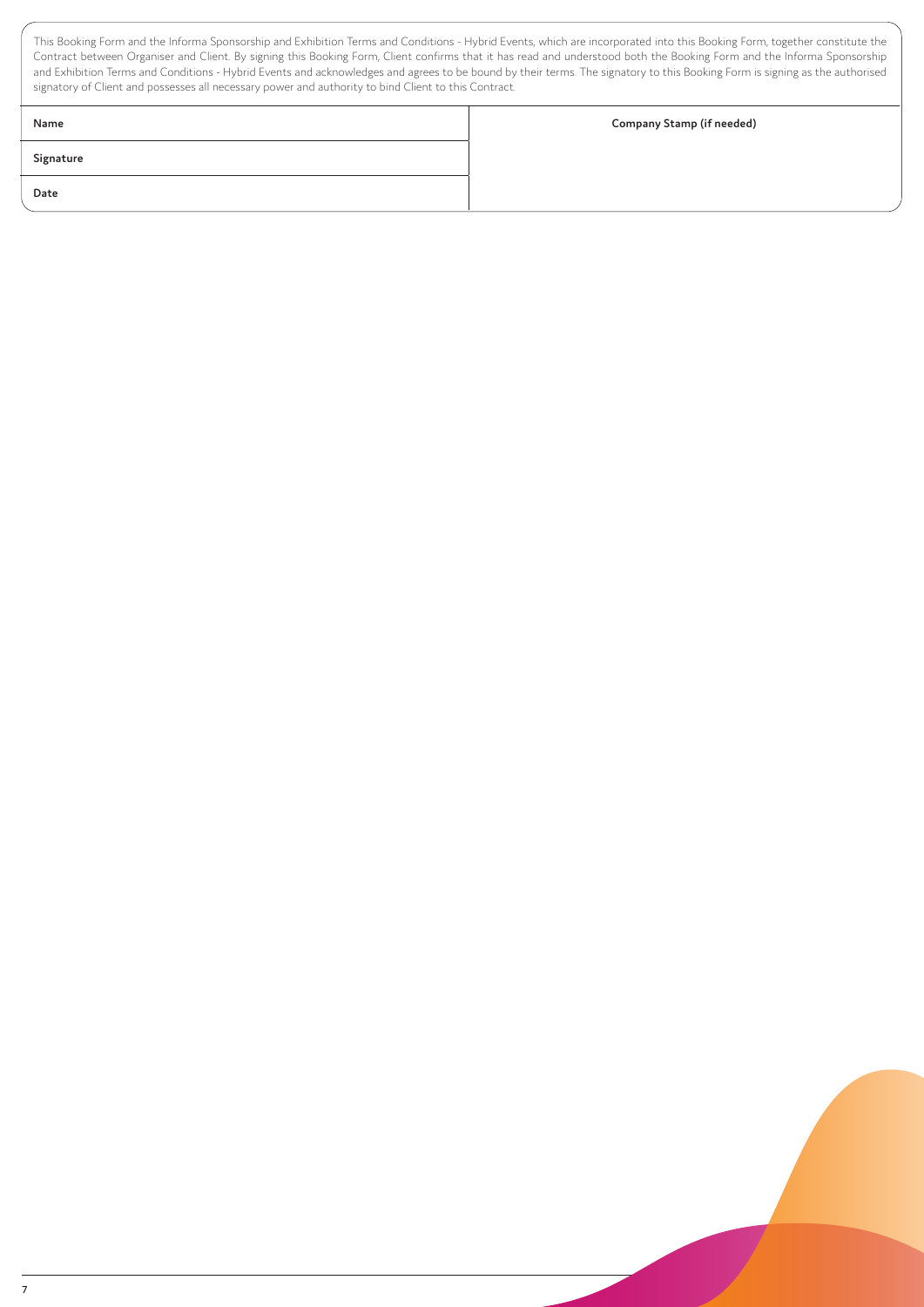This Booking Form and the Informa Sponsorship and Exhibition Terms and Conditions - Hybrid Events, which are incorporated into this Booking Form, together constitute the Contract between Organiser and Client. By signing this Booking Form, Client confirms that it has read and understood both the Booking Form and the Informa Sponsorship and Exhibition Terms and Conditions - Hybrid Events and acknowledges and agrees to be bound by their terms. The signatory to this Booking Form is signing as the authorised signatory of Client and possesses all necessary power and authority to bind Client to this Contract.

| | |
|---|---|
| **Name** | **Company Stamp (if needed)** |
| **Signature** | |
| **Date** | |